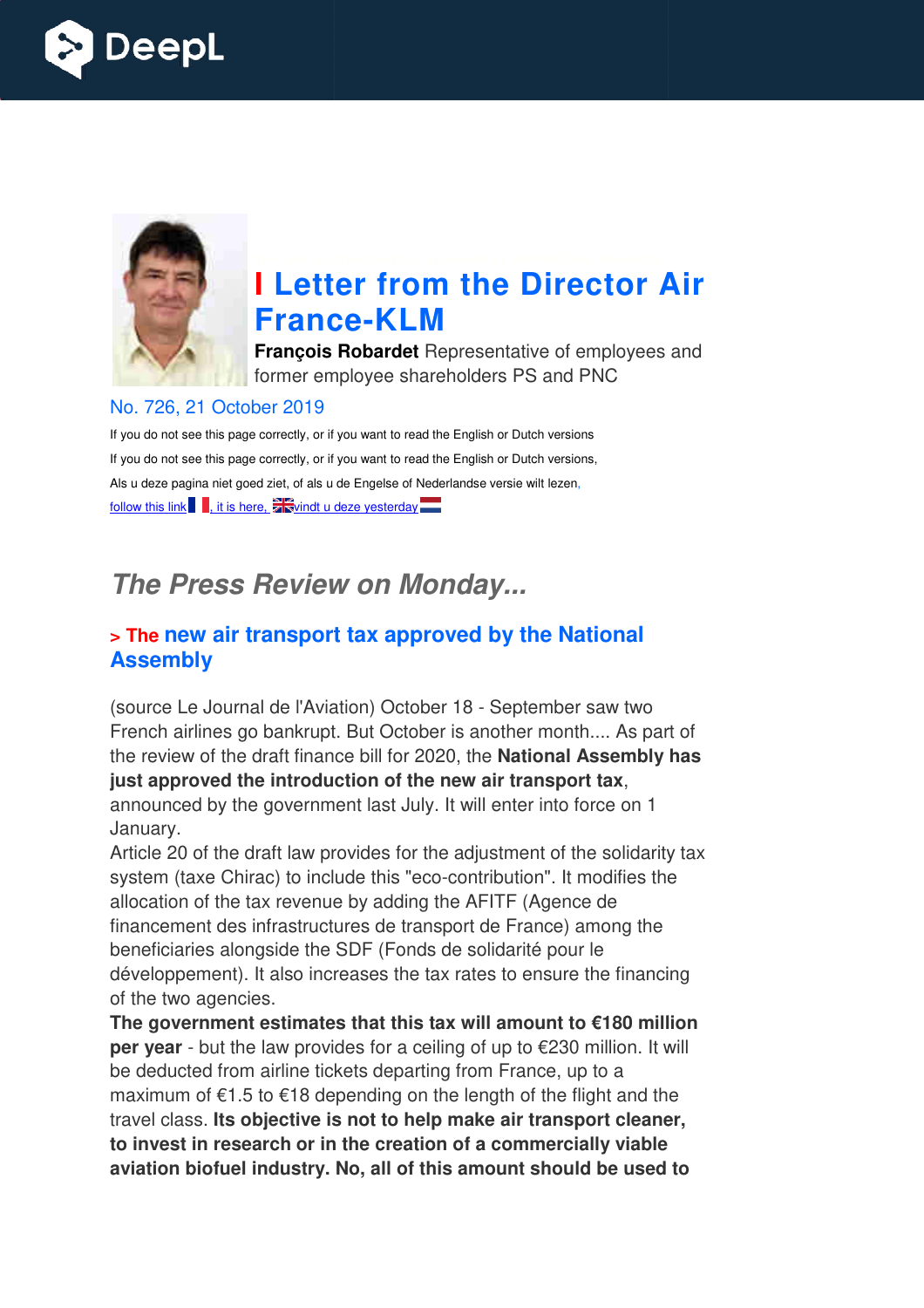# I Letter from the Director Air France-KLM

**François Robardet** Representative of employees and former employee shareholders PS and PNC

No. 726, 21 October 2019

If you do not see this page correctly, or if you want to read the English or Dutch versions

If you do not see this page correctly, or if you want to read the English or Dutch versions,

Als u deze pagina niet goed ziet, of als u de Engelse of Nederlandse versie wilt lezen,

follow this link, it is here, vindt u deze yesterday

## *The Press Review on Monday...*

### > The new air transport tax approved by the National Assembly

(source Le Journal de l'Aviation) October 18 - September saw two French airlines go bankrupt. But October is another month.... As part of the review of the draft finance bill for 2020, the **National Assembly has just approved the introduction of the new air transport tax**, announced by the government last July. It will enter into force on 1 January.

Article 20 of the draft law provides for the adjustment of the solidarity tax system (taxe Chirac) to include this "eco-contribution". It modifies the allocation of the tax revenue by adding the AFITF (Agence de financement des infrastructures de transport de France) among the beneficiaries alongside the SDF (Fonds de solidarité pour le développement). It also increases the tax rates to ensure the financing of the two agencies.

**The government estimates that this tax will amount to €180 million per year** - but the law provides for a ceiling of up to €230 million. It will be deducted from airline tickets departing from France, up to a maximum of €1.5 to €18 depending on the length of the flight and the travel class. **Its objective is not to help make air transport cleaner, to invest in research or in the creation of a commercially viable aviation biofuel industry. No, all of this amount should be used to**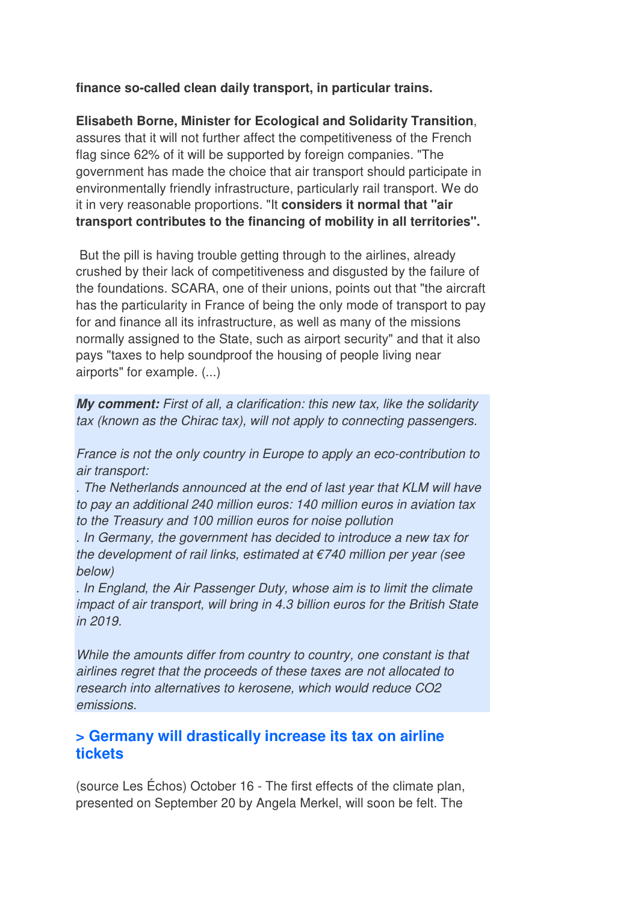**finance so-called clean daily transport, in particular trains.**

**Elisabeth Borne, Minister for Ecological and Solidarity Transition**, assures that it will not further affect the competitiveness of the French flag since 62% of it will be supported by foreign companies. "The government has made the choice that air transport should participate in environmentally friendly infrastructure, particularly rail transport. We do it in very reasonable proportions. "It **considers it normal that "air transport contributes to the financing of mobility in all territories".**

But the pill is having trouble getting through to the airlines, already crushed by their lack of competitiveness and disgusted by the failure of the foundations. SCARA, one of their unions, points out that "the aircraft has the particularity in France of being the only mode of transport to pay for and finance all its infrastructure, as well as many of the missions normally assigned to the State, such as airport security" and that it also pays "taxes to help soundproof the housing of people living near airports" for example. (...)

***My comment:*** *First of all, a clarification: this new tax, like the solidarity tax (known as the Chirac tax), will not apply to connecting passengers.*

*France is not the only country in Europe to apply an eco-contribution to air transport:*
*. The Netherlands announced at the end of last year that KLM will have to pay an additional 240 million euros: 140 million euros in aviation tax to the Treasury and 100 million euros for noise pollution*
*. In Germany, the government has decided to introduce a new tax for the development of rail links, estimated at €740 million per year (see below)*
*. In England, the Air Passenger Duty, whose aim is to limit the climate impact of air transport, will bring in 4.3 billion euros for the British State in 2019.*

*While the amounts differ from country to country, one constant is that airlines regret that the proceeds of these taxes are not allocated to research into alternatives to kerosene, which would reduce CO2 emissions.*

## > Germany will drastically increase its tax on airline tickets

(source Les Échos) October 16 - The first effects of the climate plan, presented on September 20 by Angela Merkel, will soon be felt. The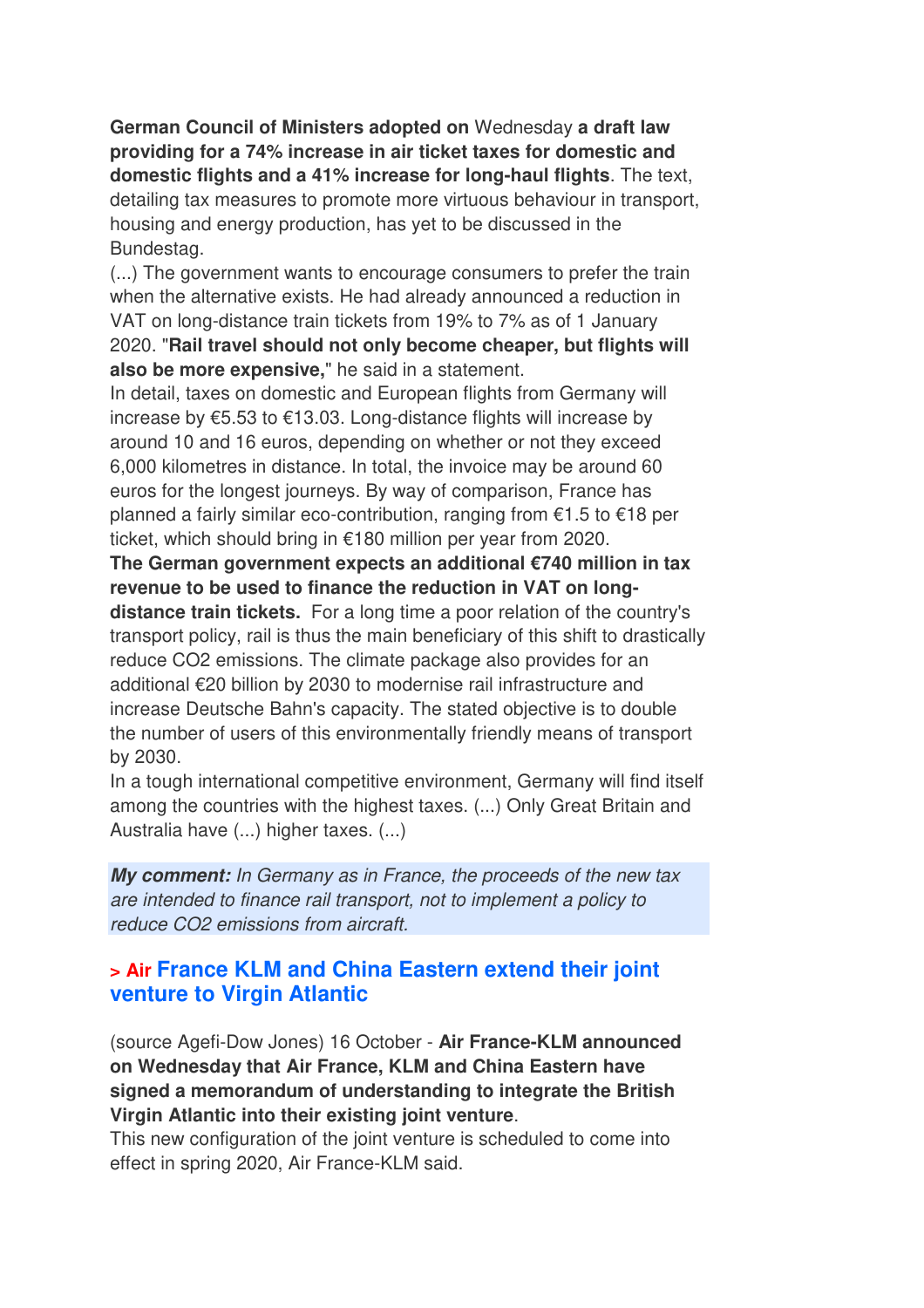**German Council of Ministers adopted on** Wednesday **a draft law providing for a 74% increase in air ticket taxes for domestic and domestic flights and a 41% increase for long-haul flights**. The text, detailing tax measures to promote more virtuous behaviour in transport, housing and energy production, has yet to be discussed in the Bundestag.

(...) The government wants to encourage consumers to prefer the train when the alternative exists. He had already announced a reduction in VAT on long-distance train tickets from 19% to 7% as of 1 January 2020. "**Rail travel should not only become cheaper, but flights will also be more expensive,**" he said in a statement.

In detail, taxes on domestic and European flights from Germany will increase by €5.53 to €13.03. Long-distance flights will increase by around 10 and 16 euros, depending on whether or not they exceed 6,000 kilometres in distance. In total, the invoice may be around 60 euros for the longest journeys. By way of comparison, France has planned a fairly similar eco-contribution, ranging from €1.5 to €18 per ticket, which should bring in €180 million per year from 2020.

**The German government expects an additional €740 million in tax revenue to be used to finance the reduction in VAT on long-distance train tickets.** For a long time a poor relation of the country's transport policy, rail is thus the main beneficiary of this shift to drastically reduce $CO_2$ emissions. The climate package also provides for an additional €20 billion by 2030 to modernise rail infrastructure and increase Deutsche Bahn's capacity. The stated objective is to double the number of users of this environmentally friendly means of transport by 2030.

In a tough international competitive environment, Germany will find itself among the countries with the highest taxes. (...) Only Great Britain and Australia have (...) higher taxes. (...)

***My comment:*** *In Germany as in France, the proceeds of the new tax are intended to finance rail transport, not to implement a policy to reduce $CO_2$ emissions from aircraft.*

## > Air France KLM and China Eastern extend their joint venture to Virgin Atlantic

(source Agefi-Dow Jones) 16 October - **Air France-KLM announced on Wednesday that Air France, KLM and China Eastern have signed a memorandum of understanding to integrate the British Virgin Atlantic into their existing joint venture**.

This new configuration of the joint venture is scheduled to come into effect in spring 2020, Air France-KLM said.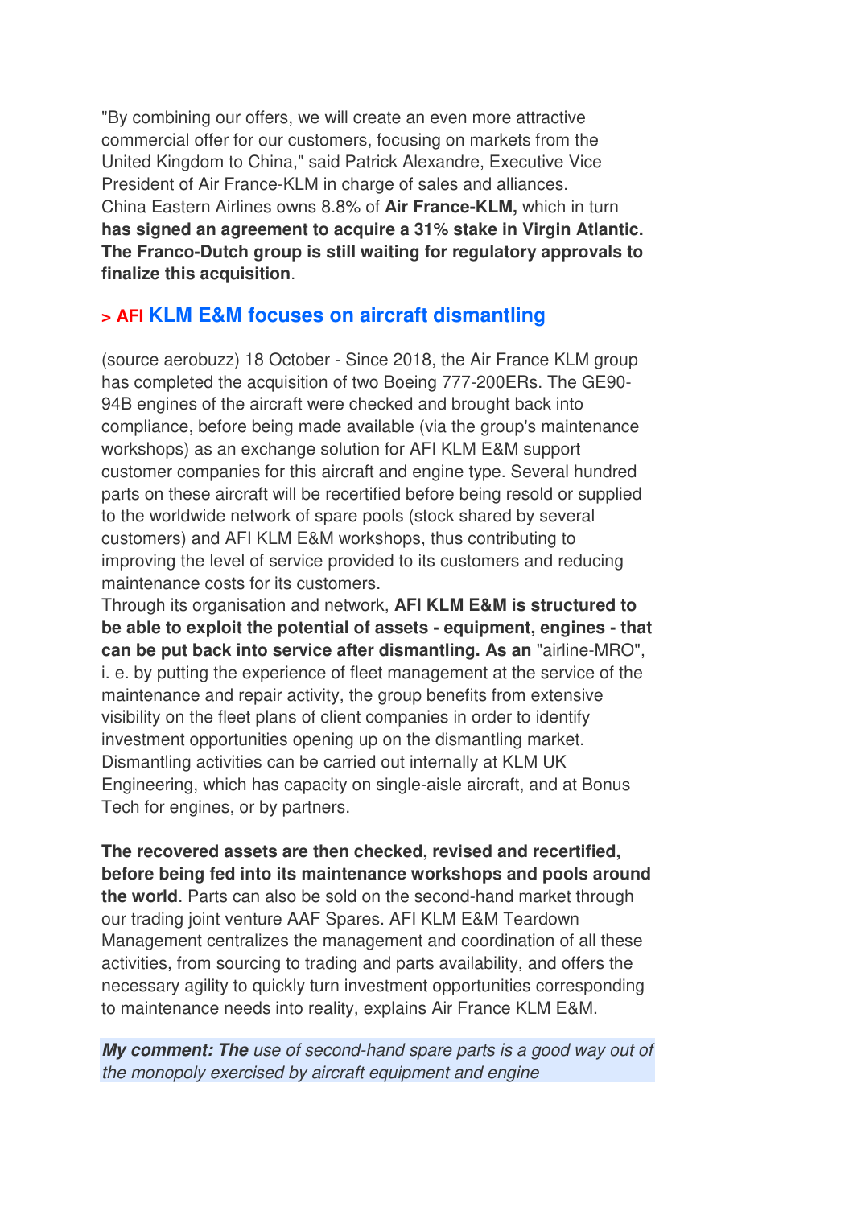"By combining our offers, we will create an even more attractive commercial offer for our customers, focusing on markets from the United Kingdom to China," said Patrick Alexandre, Executive Vice President of Air France-KLM in charge of sales and alliances.
China Eastern Airlines owns 8.8% of **Air France-KLM,** which in turn **has signed an agreement to acquire a 31% stake in Virgin Atlantic. The Franco-Dutch group is still waiting for regulatory approvals to finalize this acquisition**.

## > AFI KLM E&M focuses on aircraft dismantling

(source aerobuzz) 18 October - Since 2018, the Air France KLM group has completed the acquisition of two Boeing 777-200ERs. The GE90-94B engines of the aircraft were checked and brought back into compliance, before being made available (via the group's maintenance workshops) as an exchange solution for AFI KLM E&M support customer companies for this aircraft and engine type. Several hundred parts on these aircraft will be recertified before being resold or supplied to the worldwide network of spare pools (stock shared by several customers) and AFI KLM E&M workshops, thus contributing to improving the level of service provided to its customers and reducing maintenance costs for its customers.
Through its organisation and network, **AFI KLM E&M is structured to be able to exploit the potential of assets - equipment, engines - that can be put back into service after dismantling. As an** "airline-MRO", i. e. by putting the experience of fleet management at the service of the maintenance and repair activity, the group benefits from extensive visibility on the fleet plans of client companies in order to identify investment opportunities opening up on the dismantling market. Dismantling activities can be carried out internally at KLM UK Engineering, which has capacity on single-aisle aircraft, and at Bonus Tech for engines, or by partners.

**The recovered assets are then checked, revised and recertified, before being fed into its maintenance workshops and pools around the world**. Parts can also be sold on the second-hand market through our trading joint venture AAF Spares. AFI KLM E&M Teardown Management centralizes the management and coordination of all these activities, from sourcing to trading and parts availability, and offers the necessary agility to quickly turn investment opportunities corresponding to maintenance needs into reality, explains Air France KLM E&M.

***My comment: The** use of second-hand spare parts is a good way out of the monopoly exercised by aircraft equipment and engine*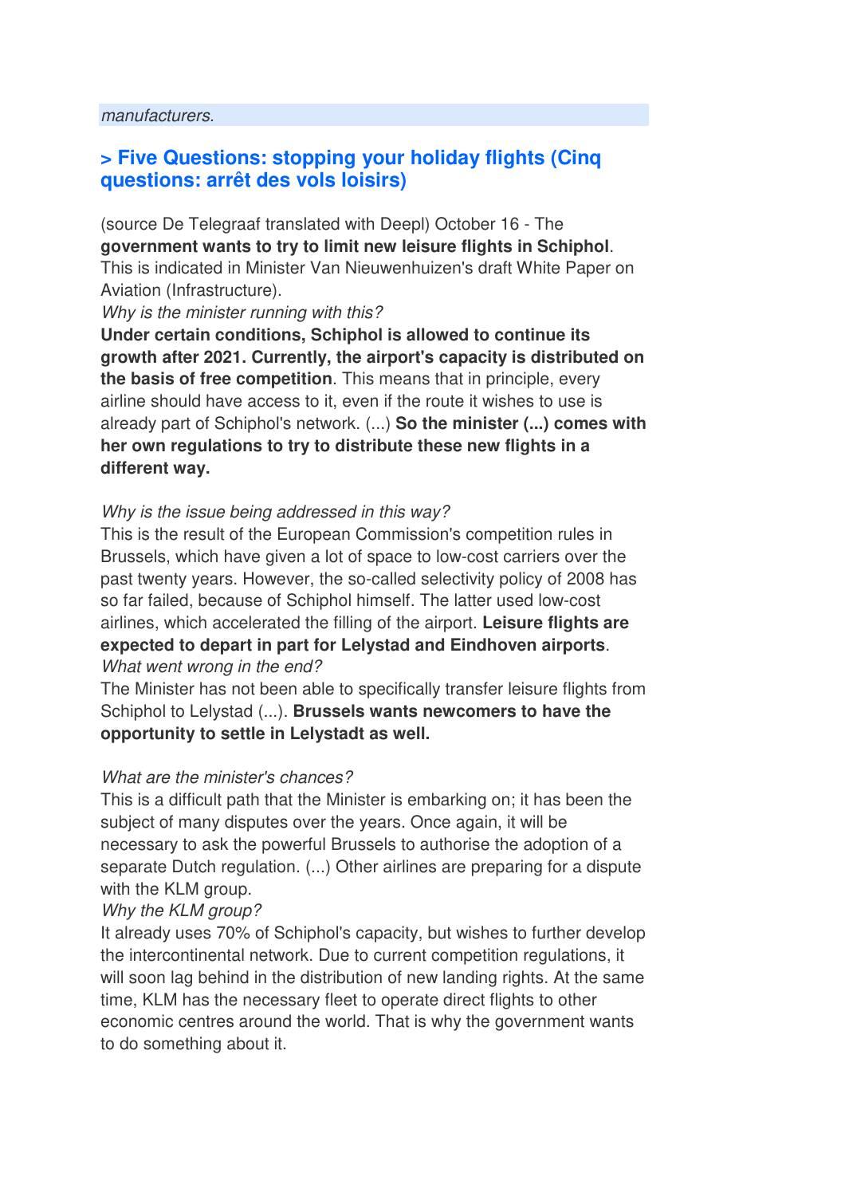*manufacturers.*

## > Five Questions: stopping your holiday flights (Cinq questions: arrêt des vols loisirs)

(source De Telegraaf translated with Deepl) October 16 - The **government wants to try to limit new leisure flights in Schiphol**. This is indicated in Minister Van Nieuwenhuizen's draft White Paper on Aviation (Infrastructure).

*Why is the minister running with this?*

**Under certain conditions, Schiphol is allowed to continue its growth after 2021. Currently, the airport's capacity is distributed on the basis of free competition**. This means that in principle, every airline should have access to it, even if the route it wishes to use is already part of Schiphol's network. (...) **So the minister (...) comes with her own regulations to try to distribute these new flights in a different way.**

*Why is the issue being addressed in this way?*

This is the result of the European Commission's competition rules in Brussels, which have given a lot of space to low-cost carriers over the past twenty years. However, the so-called selectivity policy of 2008 has so far failed, because of Schiphol himself. The latter used low-cost airlines, which accelerated the filling of the airport. **Leisure flights are expected to depart in part for Lelystad and Eindhoven airports**.

*What went wrong in the end?*

The Minister has not been able to specifically transfer leisure flights from Schiphol to Lelystad (...). **Brussels wants newcomers to have the opportunity to settle in Lelystadt as well.**

*What are the minister's chances?*

This is a difficult path that the Minister is embarking on; it has been the subject of many disputes over the years. Once again, it will be necessary to ask the powerful Brussels to authorise the adoption of a separate Dutch regulation. (...) Other airlines are preparing for a dispute with the KLM group.

*Why the KLM group?*

It already uses 70% of Schiphol's capacity, but wishes to further develop the intercontinental network. Due to current competition regulations, it will soon lag behind in the distribution of new landing rights. At the same time, KLM has the necessary fleet to operate direct flights to other economic centres around the world. That is why the government wants to do something about it.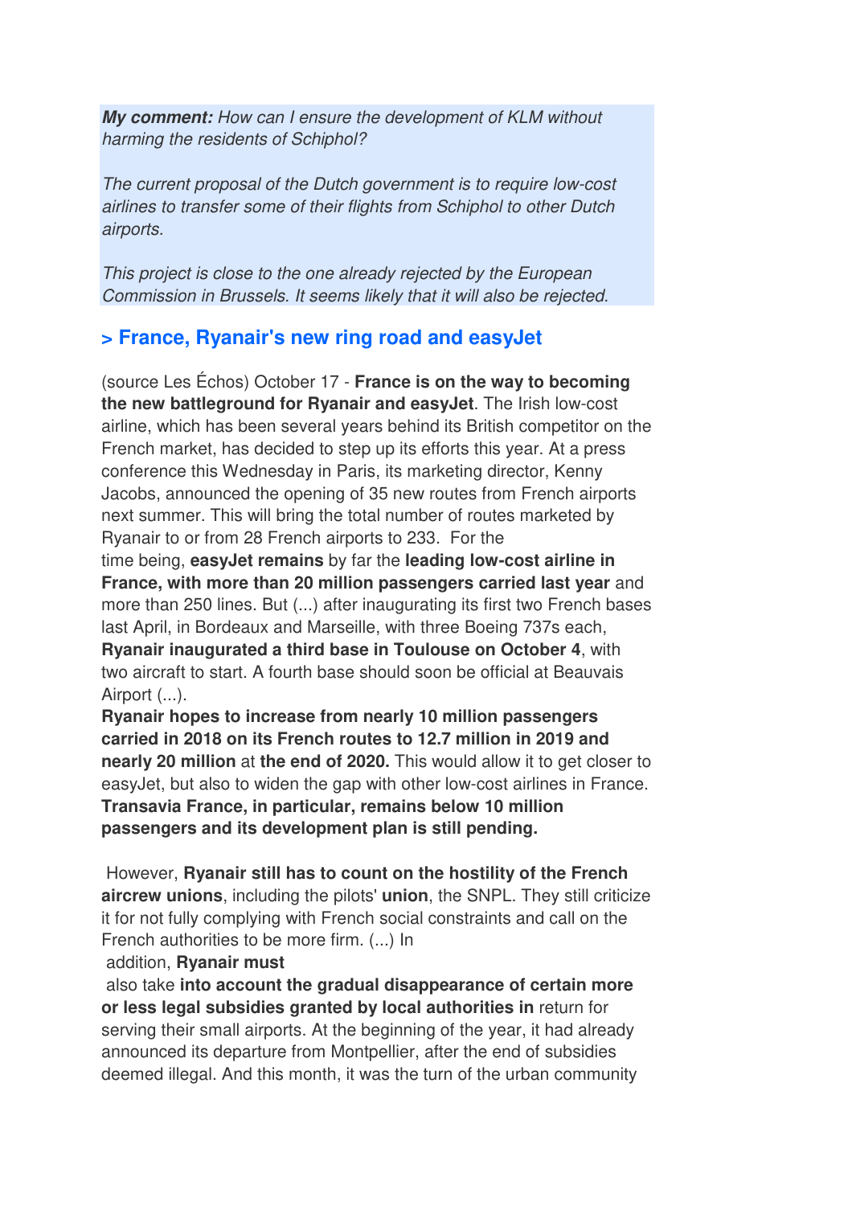*__My comment:__ How can I ensure the development of KLM without harming the residents of Schiphol?*

*The current proposal of the Dutch government is to require low-cost airlines to transfer some of their flights from Schiphol to other Dutch airports.*

*This project is close to the one already rejected by the European Commission in Brussels. It seems likely that it will also be rejected.*

## > France, Ryanair's new ring road and easyJet

(source Les Échos) October 17 - **France is on the way to becoming the new battleground for Ryanair and easyJet**. The Irish low-cost airline, which has been several years behind its British competitor on the French market, has decided to step up its efforts this year. At a press conference this Wednesday in Paris, its marketing director, Kenny Jacobs, announced the opening of 35 new routes from French airports next summer. This will bring the total number of routes marketed by Ryanair to or from 28 French airports to 233. For the time being, **easyJet remains** by far the **leading low-cost airline in France, with more than 20 million passengers carried last year** and more than 250 lines. But (...) after inaugurating its first two French bases last April, in Bordeaux and Marseille, with three Boeing 737s each, **Ryanair inaugurated a third base in Toulouse on October 4**, with two aircraft to start. A fourth base should soon be official at Beauvais Airport (...).

**Ryanair hopes to increase from nearly 10 million passengers carried in 2018 on its French routes to 12.7 million in 2019 and nearly 20 million** at **the end of 2020.** This would allow it to get closer to easyJet, but also to widen the gap with other low-cost airlines in France. **Transavia France, in particular, remains below 10 million passengers and its development plan is still pending.**

However, **Ryanair still has to count on the hostility of the French aircrew unions**, including the pilots' **union**, the SNPL. They still criticize it for not fully complying with French social constraints and call on the French authorities to be more firm. (...) In addition, **Ryanair must** also take **into account the gradual disappearance of certain more or less legal subsidies granted by local authorities in** return for serving their small airports. At the beginning of the year, it had already announced its departure from Montpellier, after the end of subsidies deemed illegal. And this month, it was the turn of the urban community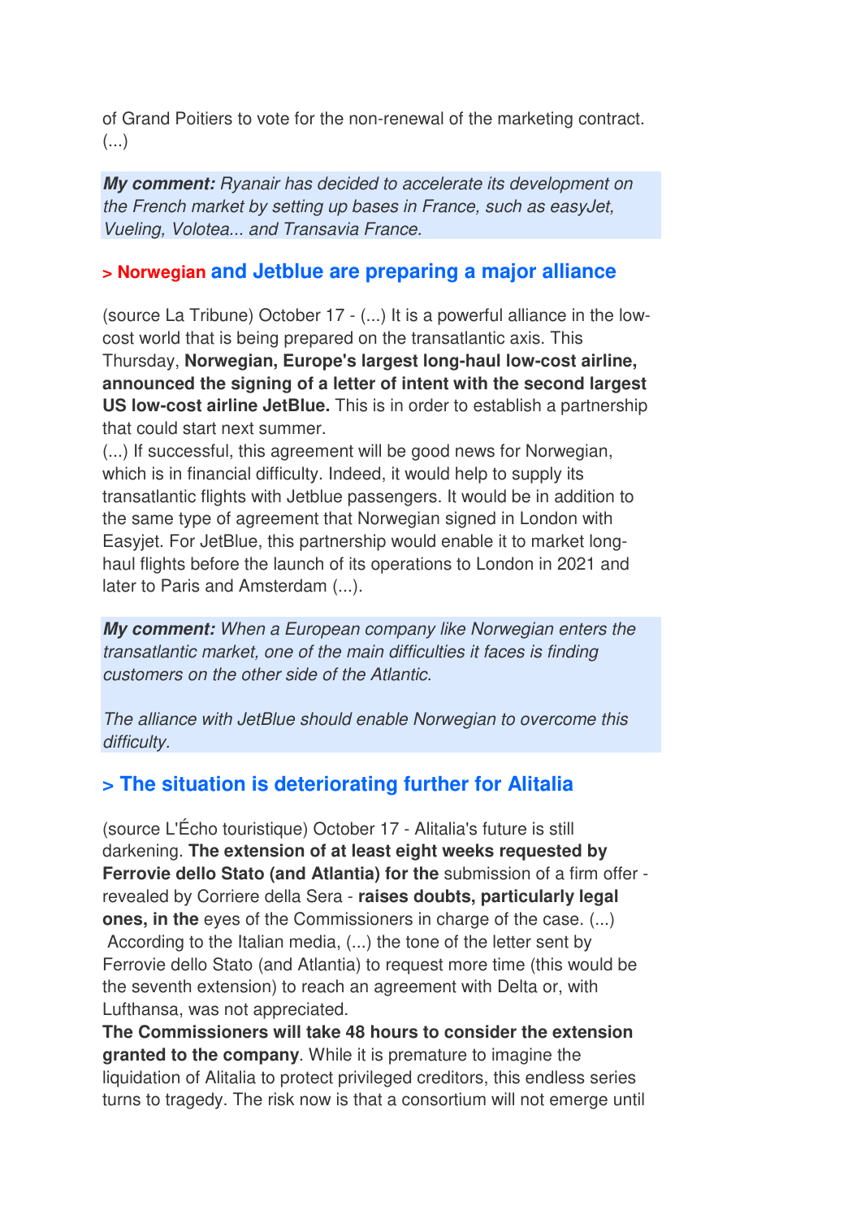of Grand Poitiers to vote for the non-renewal of the marketing contract. (...)

***My comment:*** *Ryanair has decided to accelerate its development on the French market by setting up bases in France, such as easyJet, Vueling, Volotea... and Transavia France.*

### > Norwegian and Jetblue are preparing a major alliance

(source La Tribune) October 17 - (...) It is a powerful alliance in the low-cost world that is being prepared on the transatlantic axis. This Thursday, **Norwegian, Europe's largest long-haul low-cost airline, announced the signing of a letter of intent with the second largest US low-cost airline JetBlue.** This is in order to establish a partnership that could start next summer.
(...) If successful, this agreement will be good news for Norwegian, which is in financial difficulty. Indeed, it would help to supply its transatlantic flights with Jetblue passengers. It would be in addition to the same type of agreement that Norwegian signed in London with Easyjet. For JetBlue, this partnership would enable it to market long-haul flights before the launch of its operations to London in 2021 and later to Paris and Amsterdam (...).

***My comment:*** *When a European company like Norwegian enters the transatlantic market, one of the main difficulties it faces is finding customers on the other side of the Atlantic.*

*The alliance with JetBlue should enable Norwegian to overcome this difficulty.*

### > The situation is deteriorating further for Alitalia

(source L'Écho touristique) October 17 - Alitalia's future is still darkening. **The extension of at least eight weeks requested by Ferrovie dello Stato (and Atlantia) for the** submission of a firm offer - revealed by Corriere della Sera - **raises doubts, particularly legal ones, in the** eyes of the Commissioners in charge of the case. (...)
According to the Italian media, (...) the tone of the letter sent by Ferrovie dello Stato (and Atlantia) to request more time (this would be the seventh extension) to reach an agreement with Delta or, with Lufthansa, was not appreciated.
**The Commissioners will take 48 hours to consider the extension granted to the company**. While it is premature to imagine the liquidation of Alitalia to protect privileged creditors, this endless series turns to tragedy. The risk now is that a consortium will not emerge until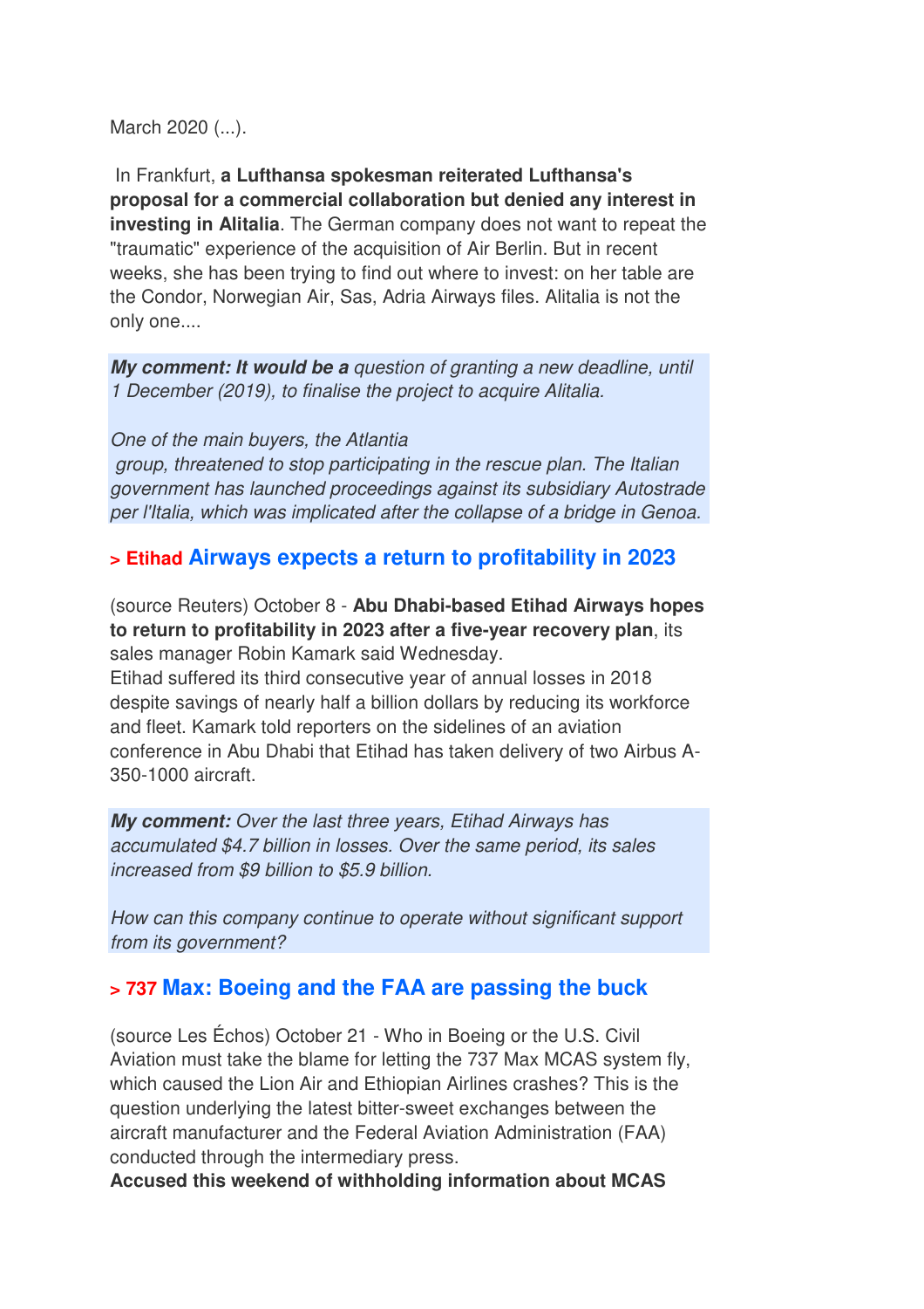March 2020 (...).

In Frankfurt, **a Lufthansa spokesman reiterated Lufthansa's proposal for a commercial collaboration but denied any interest in investing in Alitalia**. The German company does not want to repeat the "traumatic" experience of the acquisition of Air Berlin. But in recent weeks, she has been trying to find out where to invest: on her table are the Condor, Norwegian Air, Sas, Adria Airways files. Alitalia is not the only one....

***My comment: It would be a** question of granting a new deadline, until 1 December (2019), to finalise the project to acquire Alitalia.*

*One of the main buyers, the Atlantia group, threatened to stop participating in the rescue plan. The Italian government has launched proceedings against its subsidiary Autostrade per l'Italia, which was implicated after the collapse of a bridge in Genoa.*

## > Etihad Airways expects a return to profitability in 2023

(source Reuters) October 8 - **Abu Dhabi-based Etihad Airways hopes to return to profitability in 2023 after a five-year recovery plan**, its sales manager Robin Kamark said Wednesday.
Etihad suffered its third consecutive year of annual losses in 2018 despite savings of nearly half a billion dollars by reducing its workforce and fleet. Kamark told reporters on the sidelines of an aviation conference in Abu Dhabi that Etihad has taken delivery of two Airbus A-350-1000 aircraft.

***My comment:** Over the last three years, Etihad Airways has accumulated $4.7 billion in losses. Over the same period, its sales increased from $9 billion to $5.9 billion.*

*How can this company continue to operate without significant support from its government?*

## > 737 Max: Boeing and the FAA are passing the buck

(source Les Échos) October 21 - Who in Boeing or the U.S. Civil Aviation must take the blame for letting the 737 Max MCAS system fly, which caused the Lion Air and Ethiopian Airlines crashes? This is the question underlying the latest bitter-sweet exchanges between the aircraft manufacturer and the Federal Aviation Administration (FAA) conducted through the intermediary press.
**Accused this weekend of withholding information about MCAS**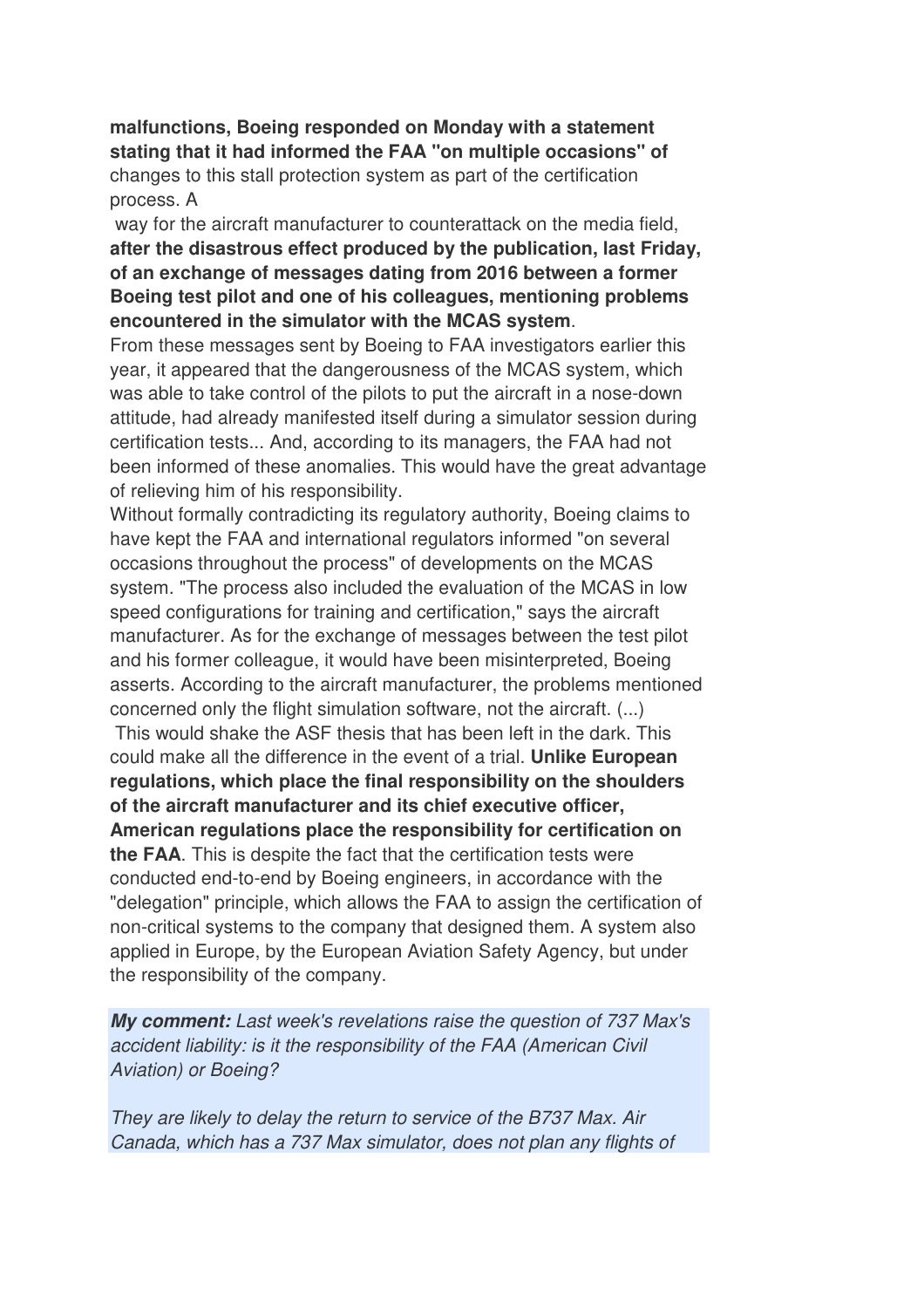**malfunctions, Boeing responded on Monday with a statement stating that it had informed the FAA "on multiple occasions" of** changes to this stall protection system as part of the certification process. A

way for the aircraft manufacturer to counterattack on the media field, **after the disastrous effect produced by the publication, last Friday, of an exchange of messages dating from 2016 between a former Boeing test pilot and one of his colleagues, mentioning problems encountered in the simulator with the MCAS system**.

From these messages sent by Boeing to FAA investigators earlier this year, it appeared that the dangerousness of the MCAS system, which was able to take control of the pilots to put the aircraft in a nose-down attitude, had already manifested itself during a simulator session during certification tests... And, according to its managers, the FAA had not been informed of these anomalies. This would have the great advantage of relieving him of his responsibility.

Without formally contradicting its regulatory authority, Boeing claims to have kept the FAA and international regulators informed "on several occasions throughout the process" of developments on the MCAS system. "The process also included the evaluation of the MCAS in low speed configurations for training and certification," says the aircraft manufacturer. As for the exchange of messages between the test pilot and his former colleague, it would have been misinterpreted, Boeing asserts. According to the aircraft manufacturer, the problems mentioned concerned only the flight simulation software, not the aircraft. (...)

This would shake the ASF thesis that has been left in the dark. This could make all the difference in the event of a trial. **Unlike European regulations, which place the final responsibility on the shoulders of the aircraft manufacturer and its chief executive officer, American regulations place the responsibility for certification on the FAA**. This is despite the fact that the certification tests were conducted end-to-end by Boeing engineers, in accordance with the "delegation" principle, which allows the FAA to assign the certification of non-critical systems to the company that designed them. A system also applied in Europe, by the European Aviation Safety Agency, but under the responsibility of the company.

***My comment:*** *Last week's revelations raise the question of 737 Max's accident liability: is it the responsibility of the FAA (American Civil Aviation) or Boeing?*

*They are likely to delay the return to service of the B737 Max. Air Canada, which has a 737 Max simulator, does not plan any flights of*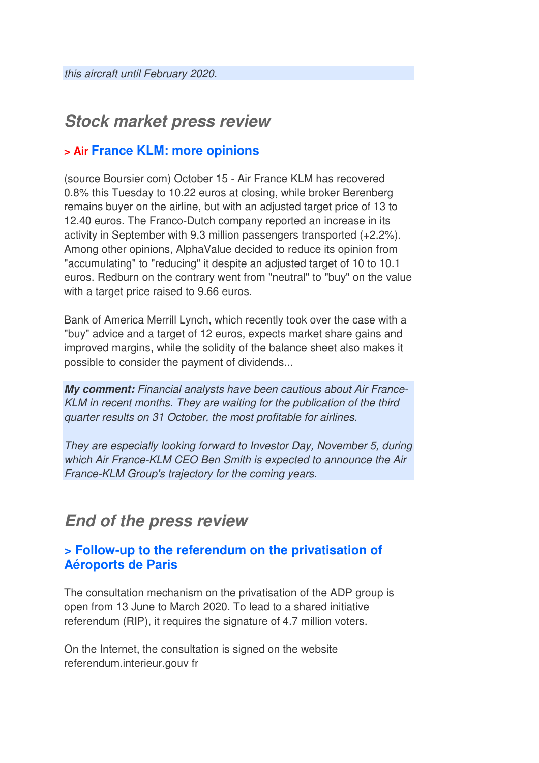*this aircraft until February 2020.*

## *Stock market press review*

### > Air France KLM: more opinions

(source Boursier com) October 15 - Air France KLM has recovered 0.8% this Tuesday to 10.22 euros at closing, while broker Berenberg remains buyer on the airline, but with an adjusted target price of 13 to 12.40 euros. The Franco-Dutch company reported an increase in its activity in September with 9.3 million passengers transported (+2.2%). Among other opinions, AlphaValue decided to reduce its opinion from "accumulating" to "reducing" it despite an adjusted target of 10 to 10.1 euros. Redburn on the contrary went from "neutral" to "buy" on the value with a target price raised to 9.66 euros.

Bank of America Merrill Lynch, which recently took over the case with a "buy" advice and a target of 12 euros, expects market share gains and improved margins, while the solidity of the balance sheet also makes it possible to consider the payment of dividends...

***My comment:*** *Financial analysts have been cautious about Air France-KLM in recent months. They are waiting for the publication of the third quarter results on 31 October, the most profitable for airlines.*

*They are especially looking forward to Investor Day, November 5, during which Air France-KLM CEO Ben Smith is expected to announce the Air France-KLM Group's trajectory for the coming years.*

## *End of the press review*

### > Follow-up to the referendum on the privatisation of Aéroports de Paris

The consultation mechanism on the privatisation of the ADP group is open from 13 June to March 2020. To lead to a shared initiative referendum (RIP), it requires the signature of 4.7 million voters.

On the Internet, the consultation is signed on the website referendum.interieur.gouv fr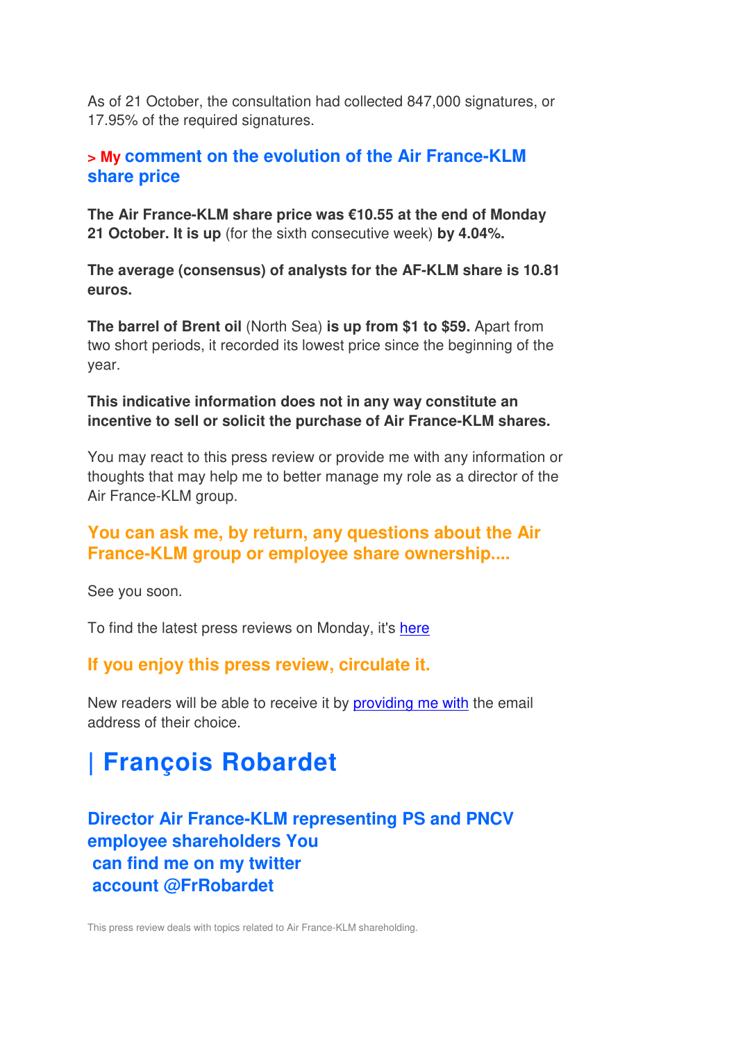As of 21 October, the consultation had collected 847,000 signatures, or 17.95% of the required signatures.

## > My comment on the evolution of the Air France-KLM share price

**The Air France-KLM share price was €10.55 at the end of Monday 21 October. It is up** (for the sixth consecutive week) **by 4.04%.**

**The average (consensus) of analysts for the AF-KLM share is 10.81 euros.**

**The barrel of Brent oil** (North Sea) **is up from $1 to $59.** Apart from two short periods, it recorded its lowest price since the beginning of the year.

**This indicative information does not in any way constitute an incentive to sell or solicit the purchase of Air France-KLM shares.**

You may react to this press review or provide me with any information or thoughts that may help me to better manage my role as a director of the Air France-KLM group.

### You can ask me, by return, any questions about the Air France-KLM group or employee share ownership....

See you soon.

To find the latest press reviews on Monday, it's here

### If you enjoy this press review, circulate it.

New readers will be able to receive it by providing me with the email address of their choice.

# | François Robardet

### Director Air France-KLM representing PS and PNCV employee shareholders You can find me on my twitter account @FrRobardet

This press review deals with topics related to Air France-KLM shareholding.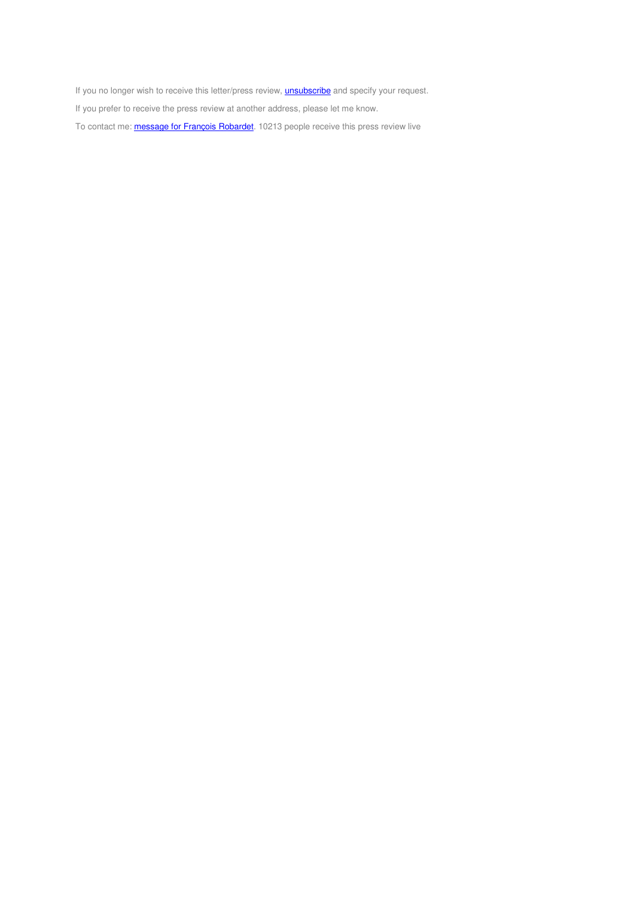If you no longer wish to receive this letter/press review, [unsubscribe] and specify your request.

If you prefer to receive the press review at another address, please let me know.

To contact me: [message for François Robardet]. 10213 people receive this press review live